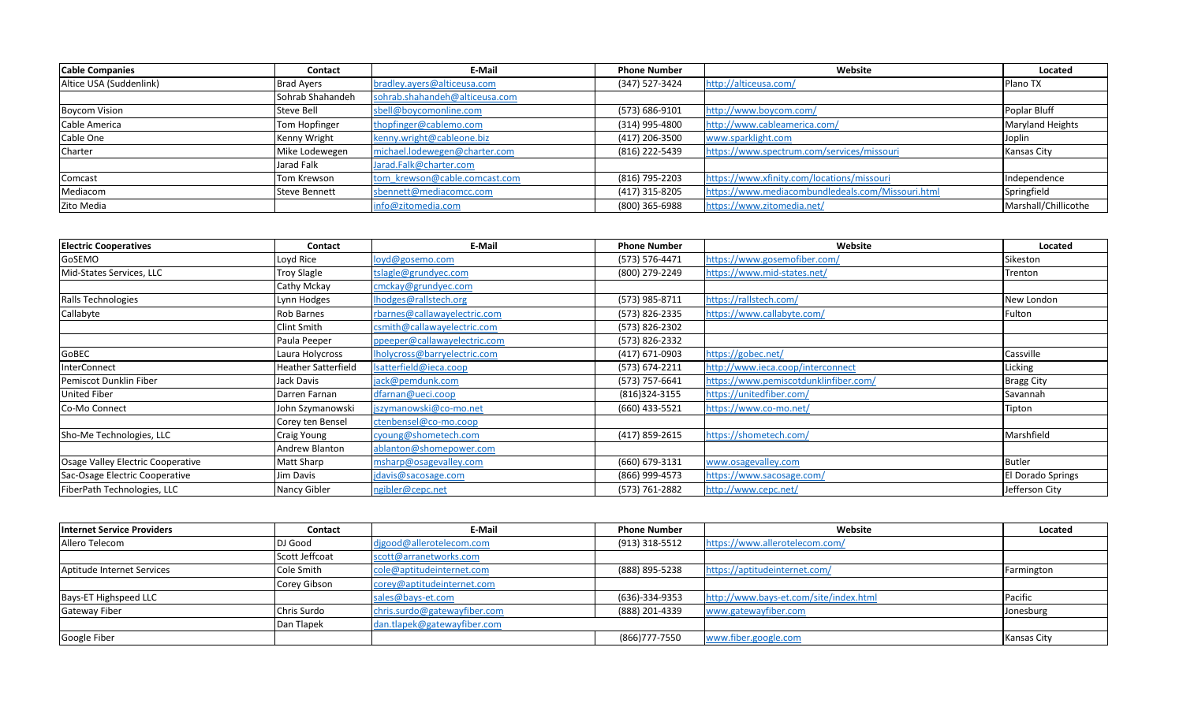| Cable Companies | Contact | E-Mail | Phone Number | Website | Located |
|---|---|---|---|---|---|
| Altice USA (Suddenlink) | Brad Ayers | bradley.ayers@alticeusa.com | (347) 527-3424 | http://alticeusa.com/ | Plano TX |
| | Sohrab Shahandeh | sohrab.shahandeh@alticeusa.com | | | |
| Boycom Vision | Steve Bell | sbell@boycomonline.com | (573) 686-9101 | http://www.boycom.com/ | Poplar Bluff |
| Cable America | Tom Hopfinger | thopfinger@cablemo.com | (314) 995-4800 | http://www.cableamerica.com/ | Maryland Heights |
| Cable One | Kenny Wright | kenny.wright@cableone.biz | (417) 206-3500 | www.sparklight.com | Joplin |
| Charter | Mike Lodewegen | michael.lodewegen@charter.com | (816) 222-5439 | https://www.spectrum.com/services/missouri | Kansas City |
| | Jarad Falk | Jarad.Falk@charter.com | | | |
| Comcast | Tom Krewson | tom_krewson@cable.comcast.com | (816) 795-2203 | https://www.xfinity.com/locations/missouri | Independence |
| Mediacom | Steve Bennett | sbennett@mediacomcc.com | (417) 315-8205 | https://www.mediacombundledeals.com/Missouri.html | Springfield |
| Zito Media | | info@zitomedia.com | (800) 365-6988 | https://www.zitomedia.net/ | Marshall/Chillicothe |

| Electric Cooperatives | Contact | E-Mail | Phone Number | Website | Located |
|---|---|---|---|---|---|
| GoSEMO | Loyd Rice | loyd@gosemo.com | (573) 576-4471 | https://www.gosemofiber.com/ | Sikeston |
| Mid-States Services, LLC | Troy Slagle | tslagle@grundyec.com | (800) 279-2249 | https://www.mid-states.net/ | Trenton |
| | Cathy Mckay | cmckay@grundyec.com | | | |
| Ralls Technologies | Lynn Hodges | lhodges@rallstech.org | (573) 985-8711 | https://rallstech.com/ | New London |
| Callabyte | Rob Barnes | rbarnes@callawayelectric.com | (573) 826-2335 | https://www.callabyte.com/ | Fulton |
| | Clint Smith | csmith@callawayelectric.com | (573) 826-2302 | | |
| | Paula Peeper | ppeeper@callawayelectric.com | (573) 826-2332 | | |
| GoBEC | Laura Holycross | lholycross@barryelectric.com | (417) 671-0903 | https://gobec.net/ | Cassville |
| InterConnect | Heather Satterfield | lsatterfield@ieca.coop | (573) 674-2211 | http://www.ieca.coop/interconnect | Licking |
| Pemiscot Dunklin Fiber | Jack Davis | jack@pemdunk.com | (573) 757-6641 | https://www.pemiscotdunklinfiber.com/ | Bragg City |
| United Fiber | Darren Farnan | dfarnan@ueci.coop | (816)324-3155 | https://unitedfiber.com/ | Savannah |
| Co-Mo Connect | John Szymanowski | jszymanowski@co-mo.net | (660) 433-5521 | https://www.co-mo.net/ | Tipton |
| | Corey ten Bensel | ctenbensel@co-mo.coop | | | |
| Sho-Me Technologies, LLC | Craig Young | cyoung@shometech.com | (417) 859-2615 | https://shometech.com/ | Marshfield |
| | Andrew Blanton | ablanton@shomepower.com | | | |
| Osage Valley Electric Cooperative | Matt Sharp | msharp@osagevalley.com | (660) 679-3131 | www.osagevalley.com | Butler |
| Sac-Osage Electric Cooperative | Jim Davis | jdavis@sacosage.com | (866) 999-4573 | https://www.sacosage.com/ | El Dorado Springs |
| FiberPath Technologies, LLC | Nancy Gibler | ngibler@cepc.net | (573) 761-2882 | http://www.cepc.net/ | Jefferson City |

| Internet Service Providers | Contact | E-Mail | Phone Number | Website | Located |
|---|---|---|---|---|---|
| Allero Telecom | DJ Good | djgood@allerotelecom.com | (913) 318-5512 | https://www.allerotelecom.com/ | |
| | Scott Jeffcoat | scott@arranetworks.com | | | |
| Aptitude Internet Services | Cole Smith | cole@aptitudeinternet.com | (888) 895-5238 | https://aptitudeinternet.com/ | Farmington |
| | Corey Gibson | corey@aptitudeinternet.com | | | |
| Bays-ET Highspeed LLC | | sales@bays-et.com | (636)-334-9353 | http://www.bays-et.com/site/index.html | Pacific |
| Gateway Fiber | Chris Surdo | chris.surdo@gatewayfiber.com | (888) 201-4339 | www.gatewayfiber.com | Jonesburg |
| | Dan Tlapek | dan.tlapek@gatewayfiber.com | | | |
| Google Fiber | | | (866)777-7550 | www.fiber.google.com | Kansas City |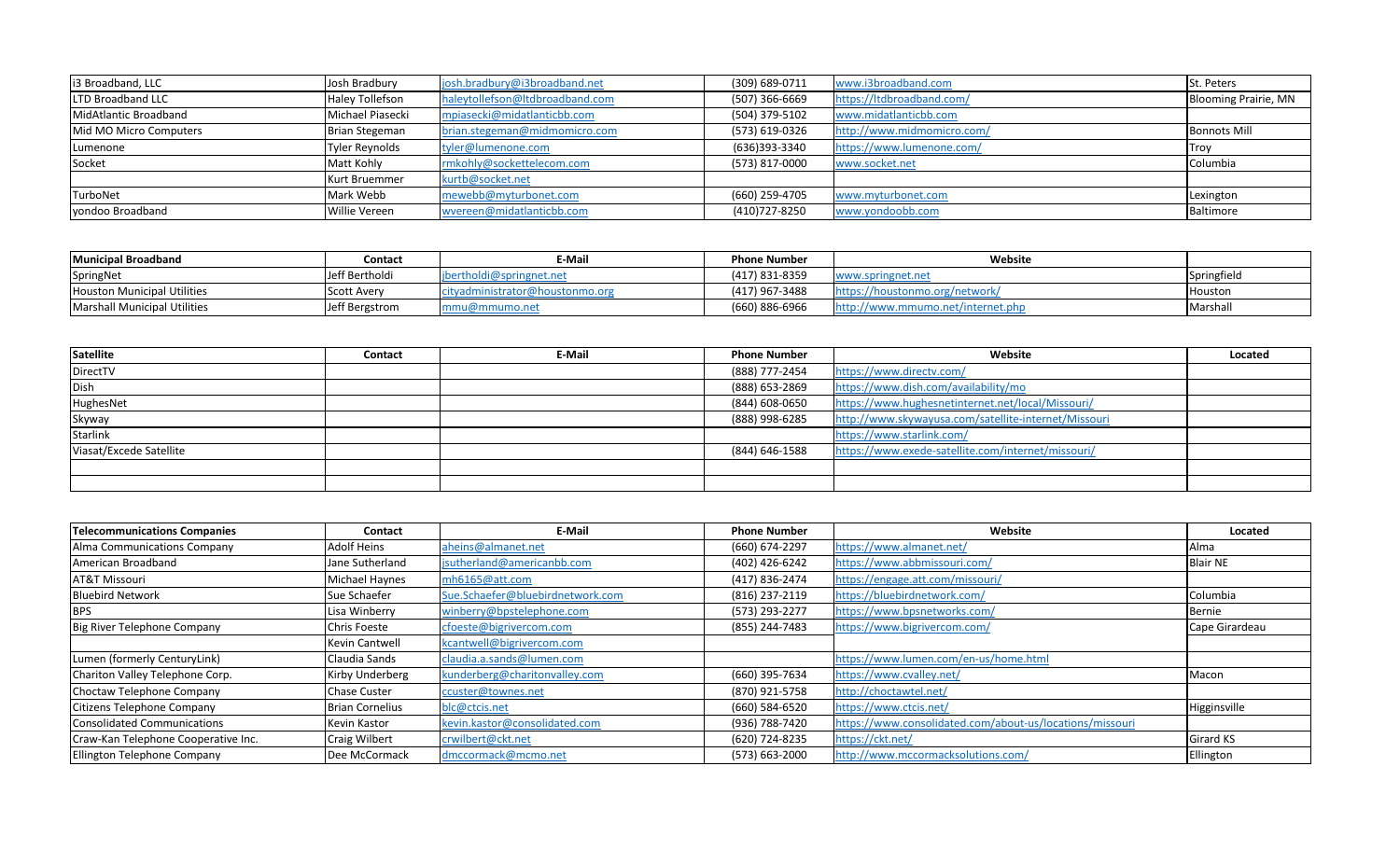| | | | | | |
|---|---|---|---|---|---|
| i3 Broadband, LLC | Josh Bradbury | josh.bradbury@i3broadband.net | (309) 689-0711 | www.i3broadband.com | St. Peters |
| LTD Broadband LLC | Haley Tollefson | haleytollefson@ltdbroadband.com | (507) 366-6669 | https://ltdbroadband.com/ | Blooming Prairie, MN |
| MidAtlantic Broadband | Michael Piasecki | mpiasecki@midatlanticbb.com | (504) 379-5102 | www.midatlanticbb.com | |
| Mid MO Micro Computers | Brian Stegeman | brian.stegeman@midmomicro.com | (573) 619-0326 | http://www.midmomicro.com/ | Bonnots Mill |
| Lumenone | Tyler Reynolds | tyler@lumenone.com | (636)393-3340 | https://www.lumenone.com/ | Troy |
| Socket | Matt Kohly | rmkohly@sockettelecom.com | (573) 817-0000 | www.socket.net | Columbia |
| | Kurt Bruemmer | kurtb@socket.net | | | |
| TurboNet | Mark Webb | mewebb@myturbonet.com | (660) 259-4705 | www.myturbonet.com | Lexington |
| yondoo Broadband | Willie Vereen | wvereen@midatlanticbb.com | (410)727-8250 | www.yondoobb.com | Baltimore |

| Municipal Broadband | Contact | E-Mail | Phone Number | Website | |
|---|---|---|---|---|---|
| SpringNet | Jeff Bertholdi | jbertholdi@springnet.net | (417) 831-8359 | www.springnet.net | Springfield |
| Houston Municipal Utilities | Scott Avery | cityadministrator@houstonmo.org | (417) 967-3488 | https://houstonmo.org/network/ | Houston |
| Marshall Municipal Utilities | Jeff Bergstrom | mmu@mmumo.net | (660) 886-6966 | http://www.mmumo.net/internet.php | Marshall |

| Satellite | Contact | E-Mail | Phone Number | Website | Located |
|---|---|---|---|---|---|
| DirectTV | | | (888) 777-2454 | https://www.directv.com/ | |
| Dish | | | (888) 653-2869 | https://www.dish.com/availability/mo | |
| HughesNet | | | (844) 608-0650 | https://www.hughesnetinternet.net/local/Missouri/ | |
| Skyway | | | (888) 998-6285 | http://www.skywayusa.com/satellite-internet/Missouri | |
| Starlink | | | | https://www.starlink.com/ | |
| Viasat/Excede Satellite | | | (844) 646-1588 | https://www.exede-satellite.com/internet/missouri/ | |
| | | | | | |
| | | | | | |

| Telecommunications Companies | Contact | E-Mail | Phone Number | Website | Located |
|---|---|---|---|---|---|
| Alma Communications Company | Adolf Heins | aheins@almanet.net | (660) 674-2297 | https://www.almanet.net/ | Alma |
| American Broadband | Jane Sutherland | jsutherland@americanbb.com | (402) 426-6242 | https://www.abbmissouri.com/ | Blair NE |
| AT&T Missouri | Michael Haynes | mh6165@att.com | (417) 836-2474 | https://engage.att.com/missouri/ | |
| Bluebird Network | Sue Schaefer | Sue.Schaefer@bluebirdnetwork.com | (816) 237-2119 | https://bluebirdnetwork.com/ | Columbia |
| BPS | Lisa Winberry | winberry@bpstelephone.com | (573) 293-2277 | https://www.bpsnetworks.com/ | Bernie |
| Big River Telephone Company | Chris Foeste | cfoeste@bigrivercom.com | (855) 244-7483 | https://www.bigrivercom.com/ | Cape Girardeau |
| | Kevin Cantwell | kcantwell@bigrivercom.com | | | |
| Lumen (formerly CenturyLink) | Claudia Sands | claudia.a.sands@lumen.com | | https://www.lumen.com/en-us/home.html | |
| Chariton Valley Telephone Corp. | Kirby Underberg | kunderberg@charitonvalley.com | (660) 395-7634 | https://www.cvalley.net/ | Macon |
| Choctaw Telephone Company | Chase Custer | ccuster@townes.net | (870) 921-5758 | http://choctawtel.net/ | |
| Citizens Telephone Company | Brian Cornelius | blc@ctcis.net | (660) 584-6520 | https://www.ctcis.net/ | Higginsville |
| Consolidated Communications | Kevin Kastor | kevin.kastor@consolidated.com | (936) 788-7420 | https://www.consolidated.com/about-us/locations/missouri | |
| Craw-Kan Telephone Cooperative Inc. | Craig Wilbert | crwilbert@ckt.net | (620) 724-8235 | https://ckt.net/ | Girard KS |
| Ellington Telephone Company | Dee McCormack | dmccormack@mcmo.net | (573) 663-2000 | http://www.mccormacksolutions.com/ | Ellington |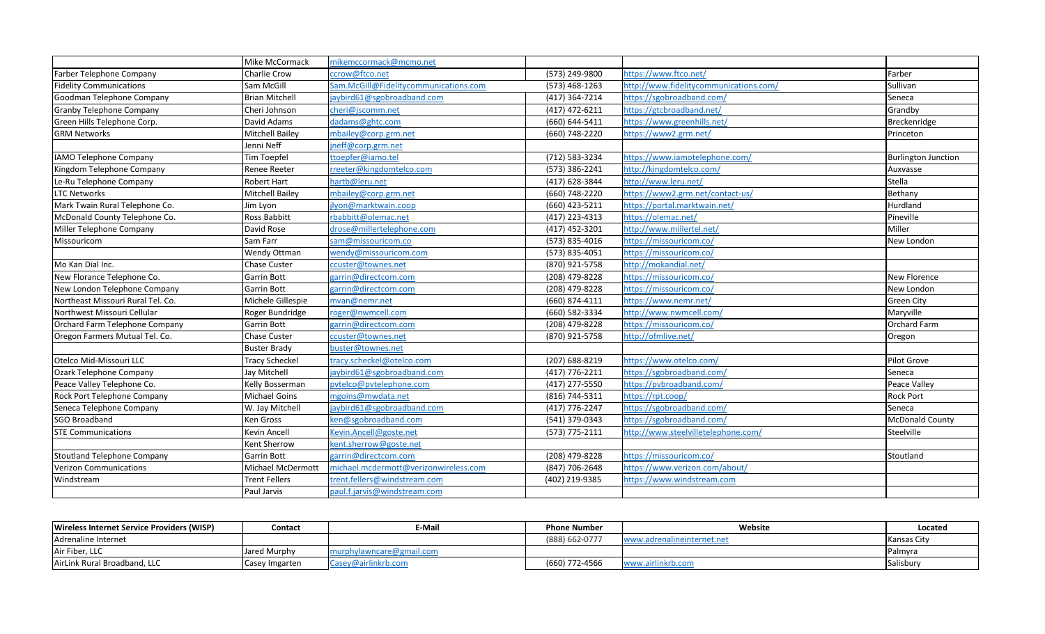| | | | | | |
|---|---|---|---|---|---|
| | Mike McCormack | mikemccormack@mcmo.net | | | |
| Farber Telephone Company | Charlie Crow | ccrow@ftco.net | (573) 249-9800 | https://www.ftco.net/ | Farber |
| Fidelity Communications | Sam McGill | Sam.McGill@Fidelitycommunications.com | (573) 468-1263 | http://www.fidelitycommunications.com/ | Sullivan |
| Goodman Telephone Company | Brian Mitchell | jaybird61@sgobroadband.com | (417) 364-7214 | https://sgobroadband.com/ | Seneca |
| Granby Telephone Company | Cheri Johnson | cheri@jscomm.net | (417) 472-6211 | https://gtcbroadband.net/ | Grandby |
| Green Hills Telephone Corp. | David Adams | dadams@ghtc.com | (660) 644-5411 | https://www.greenhills.net/ | Breckenridge |
| GRM Networks | Mitchell Bailey | mbailey@corp.grm.net | (660) 748-2220 | https://www2.grm.net/ | Princeton |
| | Jenni Neff | jneff@corp.grm.net | | | |
| IAMO Telephone Company | Tim Toepfel | ttoepfer@iamo.tel | (712) 583-3234 | https://www.iamotelephone.com/ | Burlington Junction |
| Kingdom Telephone Company | Renee Reeter | rreeter@kingdomtelco.com | (573) 386-2241 | http://kingdomtelco.com/ | Auxvasse |
| Le-Ru Telephone Company | Robert Hart | hartb@leru.net | (417) 628-3844 | http://www.leru.net/ | Stella |
| LTC Networks | Mitchell Bailey | mbailey@corp.grm.net | (660) 748-2220 | https://www2.grm.net/contact-us/ | Bethany |
| Mark Twain Rural Telephone Co. | Jim Lyon | jlyon@marktwain.coop | (660) 423-5211 | https://portal.marktwain.net/ | Hurdland |
| McDonald County Telephone Co. | Ross Babbitt | rbabbitt@olemac.net | (417) 223-4313 | https://olemac.net/ | Pineville |
| Miller Telephone Company | David Rose | drose@millertelephone.com | (417) 452-3201 | http://www.millertel.net/ | Miller |
| Missouricom | Sam Farr | sam@missouricom.co | (573) 835-4016 | https://missouricom.co/ | New London |
| | Wendy Ottman | wendy@missouricom.com | (573) 835-4051 | https://missouricom.co/ | |
| Mo Kan Dial Inc. | Chase Custer | ccuster@townes.net | (870) 921-5758 | http://mokandial.net/ | |
| New Florance Telephone Co. | Garrin Bott | garrin@directcom.com | (208) 479-8228 | https://missouricom.co/ | New Florence |
| New London Telephone Company | Garrin Bott | garrin@directcom.com | (208) 479-8228 | https://missouricom.co/ | New London |
| Northeast Missouri Rural Tel. Co. | Michele Gillespie | mvan@nemr.net | (660) 874-4111 | https://www.nemr.net/ | Green City |
| Northwest Missouri Cellular | Roger Bundridge | roger@nwmcell.com | (660) 582-3334 | http://www.nwmcell.com/ | Maryville |
| Orchard Farm Telephone Company | Garrin Bott | garrin@directcom.com | (208) 479-8228 | https://missouricom.co/ | Orchard Farm |
| Oregon Farmers Mutual Tel. Co. | Chase Custer | ccuster@townes.net | (870) 921-5758 | http://ofmlive.net/ | Oregon |
| | Buster Brady | buster@townes.net | | | |
| Otelco Mid-Missouri LLC | Tracy Scheckel | tracy.scheckel@otelco.com | (207) 688-8219 | https://www.otelco.com/ | Pilot Grove |
| Ozark Telephone Company | Jay Mitchell | jaybird61@sgobroadband.com | (417) 776-2211 | https://sgobroadband.com/ | Seneca |
| Peace Valley Telephone Co. | Kelly Bosserman | pvtelco@pvtelephone.com | (417) 277-5550 | https://pvbroadband.com/ | Peace Valley |
| Rock Port Telephone Company | Michael Goins | mgoins@mwdata.net | (816) 744-5311 | https://rpt.coop/ | Rock Port |
| Seneca Telephone Company | W. Jay Mitchell | jaybird61@sgobroadband.com | (417) 776-2247 | https://sgobroadband.com/ | Seneca |
| SGO Broadband | Ken Gross | ken@sgobroadband.com | (541) 379-0343 | https://sgobroadband.com/ | McDonald County |
| STE Communications | Kevin Ancell | Kevin.Ancell@goste.net | (573) 775-2111 | http://www.steelvilletelephone.com/ | Steelville |
| | Kent Sherrow | kent.sherrow@goste.net | | | |
| Stoutland Telephone Company | Garrin Bott | garrin@directcom.com | (208) 479-8228 | https://missouricom.co/ | Stoutland |
| Verizon Communications | Michael McDermott | michael.mcdermott@verizonwireless.com | (847) 706-2648 | https://www.verizon.com/about/ | |
| Windstream | Trent Fellers | trent.fellers@windstream.com | (402) 219-9385 | https://www.windstream.com | |
| | Paul Jarvis | paul.f.jarvis@windstream.com | | | |

| Wireless Internet Service Providers (WISP) | Contact | E-Mail | Phone Number | Website | Located |
|---|---|---|---|---|---|
| Adrenaline Internet | | | (888) 662-0777 | www.adrenalineinternet.net | Kansas City |
| Air Fiber, LLC | Jared Murphy | murphylawncare@gmail.com | | | Palmyra |
| AirLink Rural Broadband, LLC | Casey Imgarten | Casey@airlinkrb.com | (660) 772-4566 | www.airlinkrb.com | Salisbury |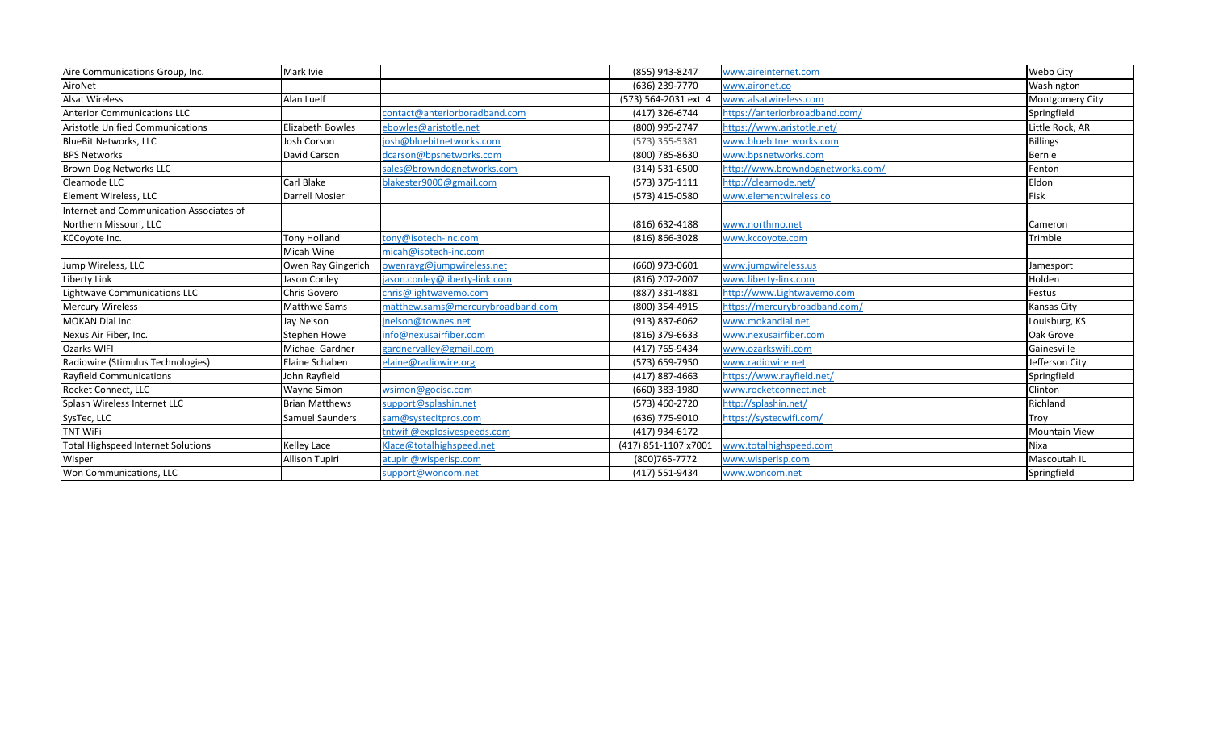| | | | | | |
|---|---|---|---|---|---|
| Aire Communications Group, Inc. | Mark Ivie | | (855) 943-8247 | www.aireinternet.com | Webb City |
| AiroNet | | | (636) 239-7770 | www.aironet.co | Washington |
| Alsat Wireless | Alan Luelf | | (573) 564-2031 ext. 4 | www.alsatwireless.com | Montgomery City |
| Anterior Communications LLC | | contact@anteriorboradband.com | (417) 326-6744 | https://anteriorbroadband.com/ | Springfield |
| Aristotle Unified Communications | Elizabeth Bowles | ebowles@aristotle.net | (800) 995-2747 | https://www.aristotle.net/ | Little Rock, AR |
| BlueBit Networks, LLC | Josh Corson | josh@bluebitnetworks.com | (573) 355-5381 | www.bluebitnetworks.com | Billings |
| BPS Networks | David Carson | dcarson@bpsnetworks.com | (800) 785-8630 | www.bpsnetworks.com | Bernie |
| Brown Dog Networks LLC | | sales@browndognetworks.com | (314) 531-6500 | http://www.browndognetworks.com/ | Fenton |
| Clearnode LLC | Carl Blake | blakester9000@gmail.com | (573) 375-1111 | http://clearnode.net/ | Eldon |
| Element Wireless, LLC | Darrell Mosier | | (573) 415-0580 | www.elementwireless.co | Fisk |
| Internet and Communication Associates of Northern Missouri, LLC | | | (816) 632-4188 | www.northmo.net | Cameron |
| KCCoyote Inc. | Tony Holland | tony@isotech-inc.com | (816) 866-3028 | www.kccoyote.com | Trimble |
| | Micah Wine | micah@isotech-inc.com | | | |
| Jump Wireless, LLC | Owen Ray Gingerich | owenrayg@jumpwireless.net | (660) 973-0601 | www.jumpwireless.us | Jamesport |
| Liberty Link | Jason Conley | jason.conley@liberty-link.com | (816) 207-2007 | www.liberty-link.com | Holden |
| Lightwave Communications LLC | Chris Govero | chris@lightwavemo.com | (887) 331-4881 | http://www.Lightwavemo.com | Festus |
| Mercury Wireless | Matthwe Sams | matthew.sams@mercurybroadband.com | (800) 354-4915 | https://mercurybroadband.com/ | Kansas City |
| MOKAN Dial Inc. | Jay Nelson | jnelson@townes.net | (913) 837-6062 | www.mokandial.net | Louisburg, KS |
| Nexus Air Fiber, Inc. | Stephen Howe | info@nexusairfiber.com | (816) 379-6633 | www.nexusairfiber.com | Oak Grove |
| Ozarks WIFI | Michael Gardner | gardnervalley@gmail.com | (417) 765-9434 | www.ozarkswifi.com | Gainesville |
| Radiowire (Stimulus Technologies) | Elaine Schaben | elaine@radiowire.org | (573) 659-7950 | www.radiowire.net | Jefferson City |
| Rayfield Communications | John Rayfield | | (417) 887-4663 | https://www.rayfield.net/ | Springfield |
| Rocket Connect, LLC | Wayne Simon | wsimon@gocisc.com | (660) 383-1980 | www.rocketconnect.net | Clinton |
| Splash Wireless Internet LLC | Brian Matthews | support@splashin.net | (573) 460-2720 | http://splashin.net/ | Richland |
| SysTec, LLC | Samuel Saunders | sam@systecitpros.com | (636) 775-9010 | https://systecwifi.com/ | Troy |
| TNT WiFi | | tntwifi@explosivespeeds.com | (417) 934-6172 | | Mountain View |
| Total Highspeed Internet Solutions | Kelley Lace | Klace@totalhighspeed.net | (417) 851-1107 x7001 | www.totalhighspeed.com | Nixa |
| Wisper | Allison Tupiri | atupiri@wisperisp.com | (800)765-7772 | www.wisperisp.com | Mascoutah IL |
| Won Communications, LLC | | support@woncom.net | (417) 551-9434 | www.woncom.net | Springfield |